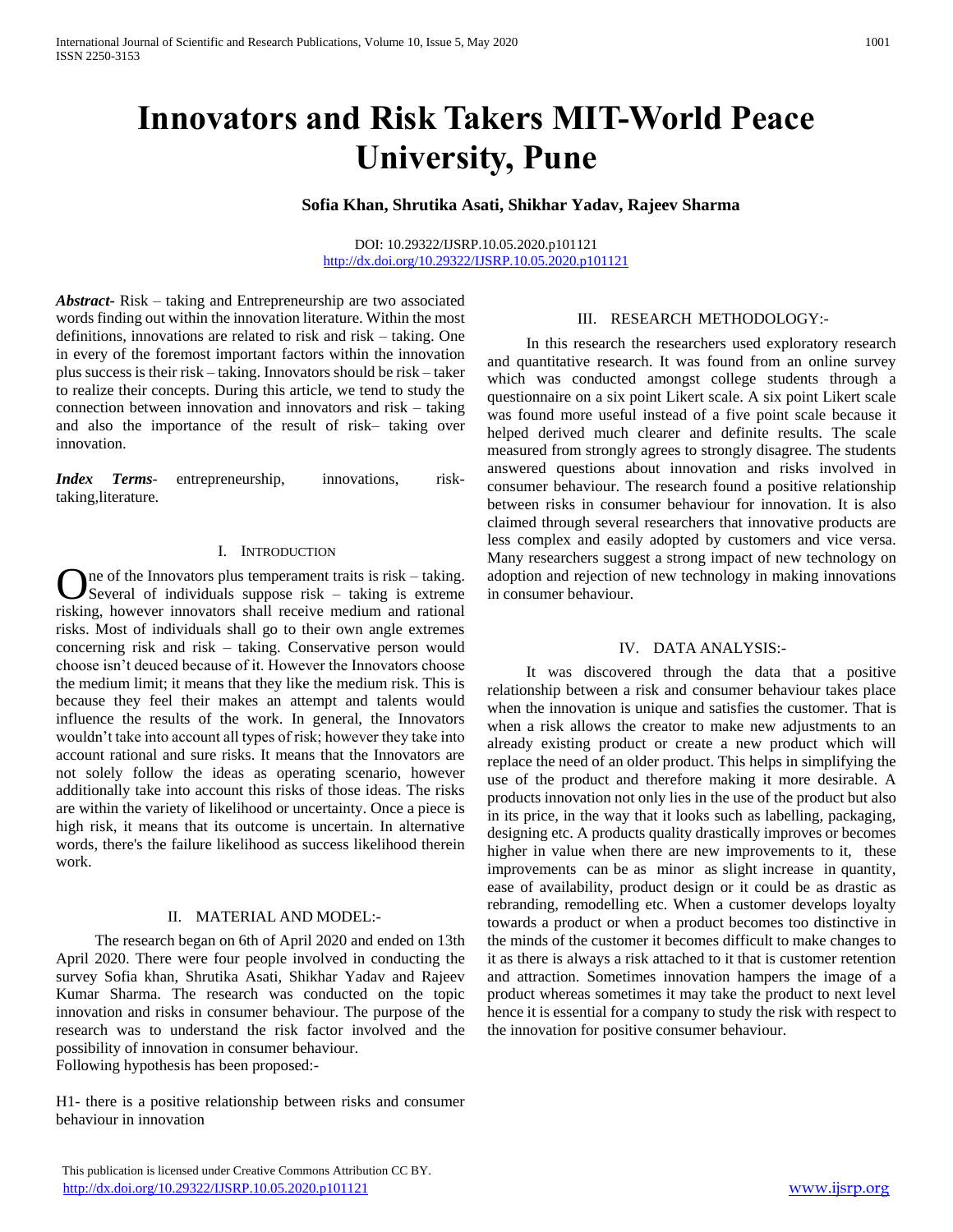# Innovators and Risk Takers MIT-World Peace University, Pune

**Sofia Khan, Shrutika Asati, Shikhar Yadav, Rajeev Sharma**

DOI: 10.29322/IJSRP.10.05.2020.p101121
http://dx.doi.org/10.29322/IJSRP.10.05.2020.p101121

***Abstract***- Risk – taking and Entrepreneurship are two associated words finding out within the innovation literature. Within the most definitions, innovations are related to risk and risk – taking. One in every of the foremost important factors within the innovation plus success is their risk – taking. Innovators should be risk – taker to realize their concepts. During this article, we tend to study the connection between innovation and innovators and risk – taking and also the importance of the result of risk– taking over innovation.

***Index Terms***- entrepreneurship, innovations, risk-taking,literature.

## I. Introduction

One of the Innovators plus temperament traits is risk – taking. Several of individuals suppose risk – taking is extreme risking, however innovators shall receive medium and rational risks. Most of individuals shall go to their own angle extremes concerning risk and risk – taking. Conservative person would choose isn't deuced because of it. However the Innovators choose the medium limit; it means that they like the medium risk. This is because they feel their makes an attempt and talents would influence the results of the work. In general, the Innovators wouldn't take into account all types of risk; however they take into account rational and sure risks. It means that the Innovators are not solely follow the ideas as operating scenario, however additionally take into account this risks of those ideas. The risks are within the variety of likelihood or uncertainty. Once a piece is high risk, it means that its outcome is uncertain. In alternative words, there's the failure likelihood as success likelihood therein work.

## II. MATERIAL AND MODEL:-

The research began on 6th of April 2020 and ended on 13th April 2020. There were four people involved in conducting the survey Sofia khan, Shrutika Asati, Shikhar Yadav and Rajeev Kumar Sharma. The research was conducted on the topic innovation and risks in consumer behaviour. The purpose of the research was to understand the risk factor involved and the possibility of innovation in consumer behaviour.
Following hypothesis has been proposed:-

H1- there is a positive relationship between risks and consumer behaviour in innovation

## III. RESEARCH METHODOLOGY:-

In this research the researchers used exploratory research and quantitative research. It was found from an online survey which was conducted amongst college students through a questionnaire on a six point Likert scale. A six point Likert scale was found more useful instead of a five point scale because it helped derived much clearer and definite results. The scale measured from strongly agrees to strongly disagree. The students answered questions about innovation and risks involved in consumer behaviour. The research found a positive relationship between risks in consumer behaviour for innovation. It is also claimed through several researchers that innovative products are less complex and easily adopted by customers and vice versa. Many researchers suggest a strong impact of new technology on adoption and rejection of new technology in making innovations in consumer behaviour.

## IV. DATA ANALYSIS:-

It was discovered through the data that a positive relationship between a risk and consumer behaviour takes place when the innovation is unique and satisfies the customer. That is when a risk allows the creator to make new adjustments to an already existing product or create a new product which will replace the need of an older product. This helps in simplifying the use of the product and therefore making it more desirable. A products innovation not only lies in the use of the product but also in its price, in the way that it looks such as labelling, packaging, designing etc. A products quality drastically improves or becomes higher in value when there are new improvements to it, these improvements can be as minor as slight increase in quantity, ease of availability, product design or it could be as drastic as rebranding, remodelling etc. When a customer develops loyalty towards a product or when a product becomes too distinctive in the minds of the customer it becomes difficult to make changes to it as there is always a risk attached to it that is customer retention and attraction. Sometimes innovation hampers the image of a product whereas sometimes it may take the product to next level hence it is essential for a company to study the risk with respect to the innovation for positive consumer behaviour.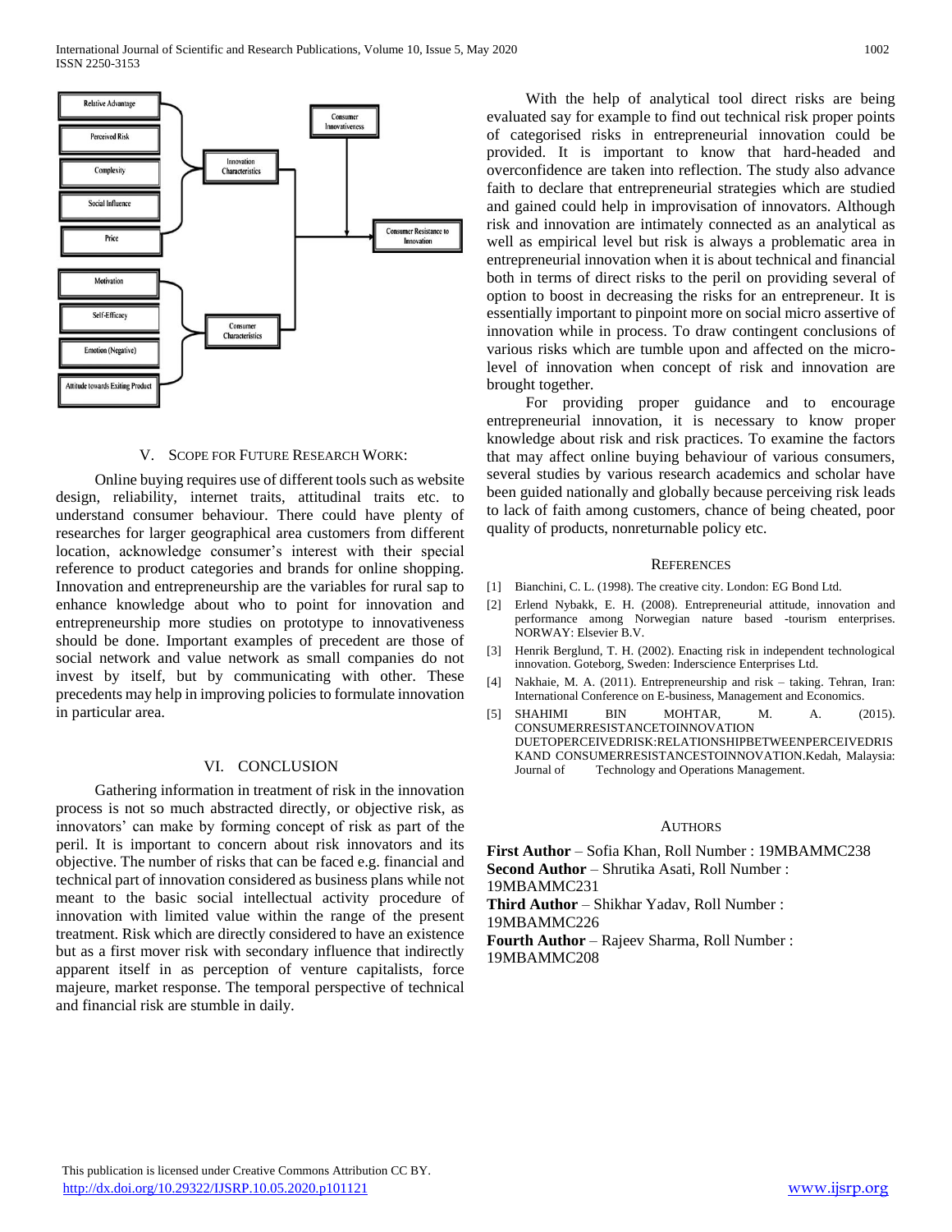Relative Advantage

Perceived Risk

Complexity

Social Influence

Price

Innovation Characteristics

Consumer Innovativeness

Consumer Resistance to Innovation

Motivation

Self-Efficacy

Emotion (Negative)

Attitude towards Exiting Product

Consumer Characteristics

## V. Scope for Future Research Work:

Online buying requires use of different tools such as website design, reliability, internet traits, attitudinal traits etc. to understand consumer behaviour. There could have plenty of researches for larger geographical area customers from different location, acknowledge consumer's interest with their special reference to product categories and brands for online shopping. Innovation and entrepreneurship are the variables for rural sap to enhance knowledge about who to point for innovation and entrepreneurship more studies on prototype to innovativeness should be done. Important examples of precedent are those of social network and value network as small companies do not invest by itself, but by communicating with other. These precedents may help in improving policies to formulate innovation in particular area.

## VI. Conclusion

Gathering information in treatment of risk in the innovation process is not so much abstracted directly, or objective risk, as innovators' can make by forming concept of risk as part of the peril. It is important to concern about risk innovators and its objective. The number of risks that can be faced e.g. financial and technical part of innovation considered as business plans while not meant to the basic social intellectual activity procedure of innovation with limited value within the range of the present treatment. Risk which are directly considered to have an existence but as a first mover risk with secondary influence that indirectly apparent itself in as perception of venture capitalists, force majeure, market response. The temporal perspective of technical and financial risk are stumble in daily.

With the help of analytical tool direct risks are being evaluated say for example to find out technical risk proper points of categorised risks in entrepreneurial innovation could be provided. It is important to know that hard-headed and overconfidence are taken into reflection. The study also advance faith to declare that entrepreneurial strategies which are studied and gained could help in improvisation of innovators. Although risk and innovation are intimately connected as an analytical as well as empirical level but risk is always a problematic area in entrepreneurial innovation when it is about technical and financial both in terms of direct risks to the peril on providing several of option to boost in decreasing the risks for an entrepreneur. It is essentially important to pinpoint more on social micro assertive of innovation while in process. To draw contingent conclusions of various risks which are tumble upon and affected on the micro-level of innovation when concept of risk and innovation are brought together.

For providing proper guidance and to encourage entrepreneurial innovation, it is necessary to know proper knowledge about risk and risk practices. To examine the factors that may affect online buying behaviour of various consumers, several studies by various research academics and scholar have been guided nationally and globally because perceiving risk leads to lack of faith among customers, chance of being cheated, poor quality of products, nonreturnable policy etc.

## References

[1] Bianchini, C. L. (1998). The creative city. London: EG Bond Ltd.

[2] Erlend Nybakk, E. H. (2008). Entrepreneurial attitude, innovation and performance among Norwegian nature based -tourism enterprises. NORWAY: Elsevier B.V.

[3] Henrik Berglund, T. H. (2002). Enacting risk in independent technological innovation. Goteborg, Sweden: Inderscience Enterprises Ltd.

[4] Nakhaie, M. A. (2011). Entrepreneurship and risk – taking. Tehran, Iran: International Conference on E-business, Management and Economics.

[5] SHAHIMI BIN MOHTAR, M. A. (2015). CONSUMERRESISTANCETOINNOVATION DUETOPERCEIVEDRISK:RELATIONSHIPBETWEENPERCEIVEDRISKAND CONSUMERRESISTANCESTOINNOVATION.Kedah, Malaysia: Journal of Technology and Operations Management.

## Authors

**First Author** – Sofia Khan, Roll Number : 19MBAMMC238
**Second Author** – Shrutika Asati, Roll Number : 19MBAMMC231
**Third Author** – Shikhar Yadav, Roll Number : 19MBAMMC226
**Fourth Author** – Rajeev Sharma, Roll Number : 19MBAMMC208